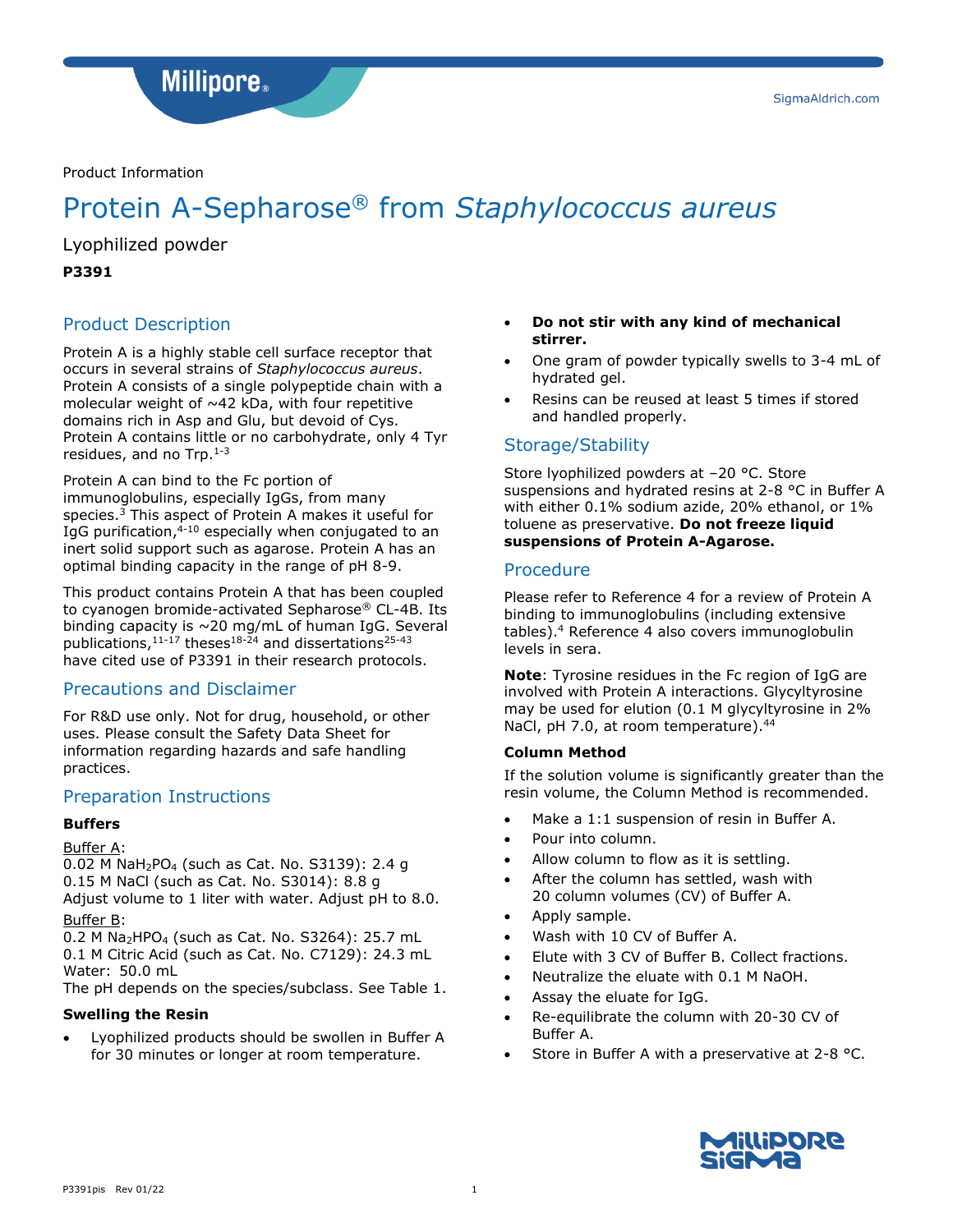Product Information

# Protein A-Sepharose® from *Staphylococcus aureus*

Lyophilized powder

**P3391**

## Product Description

Protein A is a highly stable cell surface receptor that occurs in several strains of *Staphylococcus aureus*. Protein A consists of a single polypeptide chain with a molecular weight of ~42 kDa, with four repetitive domains rich in Asp and Glu, but devoid of Cys. Protein A contains little or no carbohydrate, only 4 Tyr residues, and no Trp.[1-3]

Protein A can bind to the Fc portion of immunoglobulins, especially IgGs, from many species.[3] This aspect of Protein A makes it useful for IgG purification,[4-10] especially when conjugated to an inert solid support such as agarose. Protein A has an optimal binding capacity in the range of pH 8-9.

This product contains Protein A that has been coupled to cyanogen bromide-activated Sepharose® CL-4B. Its binding capacity is ~20 mg/mL of human IgG. Several publications,[11-17] theses[18-24] and dissertations[25-43] have cited use of P3391 in their research protocols.

## Precautions and Disclaimer

For R&D use only. Not for drug, household, or other uses. Please consult the Safety Data Sheet for information regarding hazards and safe handling practices.

## Preparation Instructions

### Buffers

Buffer A:
0.02 M $NaH_2PO_4$ (such as Cat. No. S3139): 2.4 g
0.15 M NaCl (such as Cat. No. S3014): 8.8 g
Adjust volume to 1 liter with water. Adjust pH to 8.0.

Buffer B:
0.2 M $Na_2HPO_4$ (such as Cat. No. S3264): 25.7 mL
0.1 M Citric Acid (such as Cat. No. C7129): 24.3 mL
Water: 50.0 mL
The pH depends on the species/subclass. See Table 1.

### Swelling the Resin

- Lyophilized products should be swollen in Buffer A for 30 minutes or longer at room temperature.
- **Do not stir with any kind of mechanical stirrer.**
- One gram of powder typically swells to 3-4 mL of hydrated gel.
- Resins can be reused at least 5 times if stored and handled properly.

## Storage/Stability

Store lyophilized powders at –20 °C. Store suspensions and hydrated resins at 2-8 °C in Buffer A with either 0.1% sodium azide, 20% ethanol, or 1% toluene as preservative. **Do not freeze liquid suspensions of Protein A-Agarose.**

## Procedure

Please refer to Reference 4 for a review of Protein A binding to immunoglobulins (including extensive tables).[4] Reference 4 also covers immunoglobulin levels in sera.

**Note**: Tyrosine residues in the Fc region of IgG are involved with Protein A interactions. Glycyltyrosine may be used for elution (0.1 M glycyltyrosine in 2% NaCl, pH 7.0, at room temperature).[44]

### Column Method

If the solution volume is significantly greater than the resin volume, the Column Method is recommended.

- Make a 1:1 suspension of resin in Buffer A.
- Pour into column.
- Allow column to flow as it is settling.
- After the column has settled, wash with 20 column volumes (CV) of Buffer A.
- Apply sample.
- Wash with 10 CV of Buffer A.
- Elute with 3 CV of Buffer B. Collect fractions.
- Neutralize the eluate with 0.1 M NaOH.
- Assay the eluate for IgG.
- Re-equilibrate the column with 20-30 CV of Buffer A.
- Store in Buffer A with a preservative at 2-8 °C.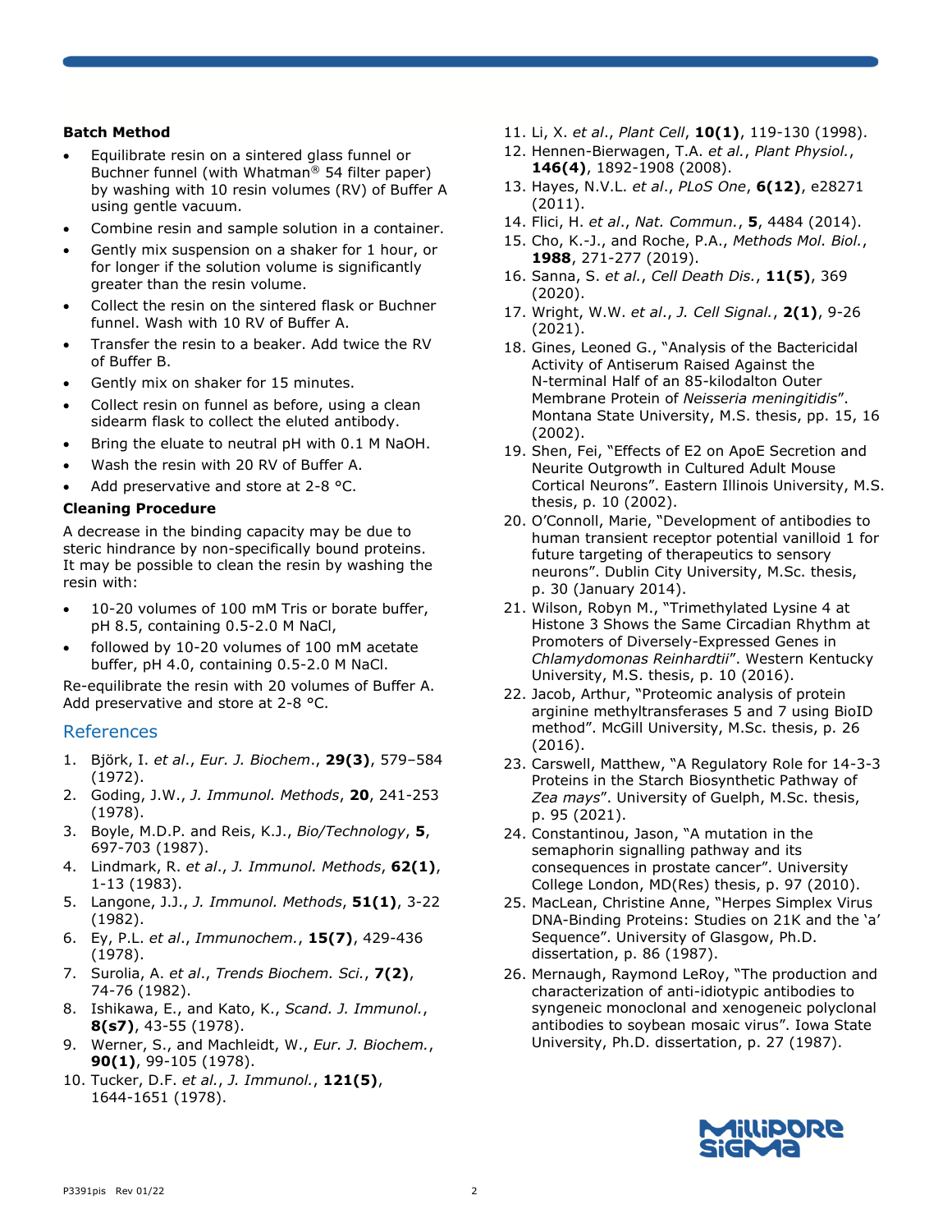### Batch Method

- Equilibrate resin on a sintered glass funnel or Buchner funnel (with Whatman® 54 filter paper) by washing with 10 resin volumes (RV) of Buffer A using gentle vacuum.
- Combine resin and sample solution in a container.
- Gently mix suspension on a shaker for 1 hour, or for longer if the solution volume is significantly greater than the resin volume.
- Collect the resin on the sintered flask or Buchner funnel. Wash with 10 RV of Buffer A.
- Transfer the resin to a beaker. Add twice the RV of Buffer B.
- Gently mix on shaker for 15 minutes.
- Collect resin on funnel as before, using a clean sidearm flask to collect the eluted antibody.
- Bring the eluate to neutral pH with 0.1 M NaOH.
- Wash the resin with 20 RV of Buffer A.
- Add preservative and store at 2-8 °C.

### Cleaning Procedure

A decrease in the binding capacity may be due to steric hindrance by non-specifically bound proteins. It may be possible to clean the resin by washing the resin with:

- 10-20 volumes of 100 mM Tris or borate buffer, pH 8.5, containing 0.5-2.0 M NaCl,
- followed by 10-20 volumes of 100 mM acetate buffer, pH 4.0, containing 0.5-2.0 M NaCl.

Re-equilibrate the resin with 20 volumes of Buffer A. Add preservative and store at 2-8 °C.

## References

1. Björk, I. *et al.*, *Eur. J. Biochem.*, **29(3)**, 579–584 (1972).
2. Goding, J.W., *J. Immunol. Methods*, **20**, 241-253 (1978).
3. Boyle, M.D.P. and Reis, K.J., *Bio/Technology*, **5**, 697-703 (1987).
4. Lindmark, R. *et al.*, *J. Immunol. Methods*, **62(1)**, 1-13 (1983).
5. Langone, J.J., *J. Immunol. Methods*, **51(1)**, 3-22 (1982).
6. Ey, P.L. *et al.*, *Immunochem.*, **15(7)**, 429-436 (1978).
7. Surolia, A. *et al.*, *Trends Biochem. Sci.*, **7(2)**, 74-76 (1982).
8. Ishikawa, E., and Kato, K., *Scand. J. Immunol.*, **8(s7)**, 43-55 (1978).
9. Werner, S., and Machleidt, W., *Eur. J. Biochem.*, **90(1)**, 99-105 (1978).
10. Tucker, D.F. *et al.*, *J. Immunol.*, **121(5)**, 1644-1651 (1978).
11. Li, X. *et al.*, *Plant Cell*, **10(1)**, 119-130 (1998).
12. Hennen-Bierwagen, T.A. *et al.*, *Plant Physiol.*, **146(4)**, 1892-1908 (2008).
13. Hayes, N.V.L. *et al.*, *PLoS One*, **6(12)**, e28271 (2011).
14. Flici, H. *et al.*, *Nat. Commun.*, **5**, 4484 (2014).
15. Cho, K.-J., and Roche, P.A., *Methods Mol. Biol.*, **1988**, 271-277 (2019).
16. Sanna, S. *et al.*, *Cell Death Dis.*, **11(5)**, 369 (2020).
17. Wright, W.W. *et al.*, *J. Cell Signal.*, **2(1)**, 9-26 (2021).
18. Gines, Leoned G., "Analysis of the Bactericidal Activity of Antiserum Raised Against the N-terminal Half of an 85-kilodalton Outer Membrane Protein of *Neisseria meningitidis*". Montana State University, M.S. thesis, pp. 15, 16 (2002).
19. Shen, Fei, "Effects of E2 on ApoE Secretion and Neurite Outgrowth in Cultured Adult Mouse Cortical Neurons". Eastern Illinois University, M.S. thesis, p. 10 (2002).
20. O'Connoll, Marie, "Development of antibodies to human transient receptor potential vanilloid 1 for future targeting of therapeutics to sensory neurons". Dublin City University, M.Sc. thesis, p. 30 (January 2014).
21. Wilson, Robyn M., "Trimethylated Lysine 4 at Histone 3 Shows the Same Circadian Rhythm at Promoters of Diversely-Expressed Genes in *Chlamydomonas Reinhardtii*". Western Kentucky University, M.S. thesis, p. 10 (2016).
22. Jacob, Arthur, "Proteomic analysis of protein arginine methyltransferases 5 and 7 using BioID method". McGill University, M.Sc. thesis, p. 26 (2016).
23. Carswell, Matthew, "A Regulatory Role for 14-3-3 Proteins in the Starch Biosynthetic Pathway of *Zea mays*". University of Guelph, M.Sc. thesis, p. 95 (2021).
24. Constantinou, Jason, "A mutation in the semaphorin signalling pathway and its consequences in prostate cancer". University College London, MD(Res) thesis, p. 97 (2010).
25. MacLean, Christine Anne, "Herpes Simplex Virus DNA-Binding Proteins: Studies on 21K and the 'a' Sequence". University of Glasgow, Ph.D. dissertation, p. 86 (1987).
26. Mernaugh, Raymond LeRoy, "The production and characterization of anti-idiotypic antibodies to syngeneic monoclonal and xenogeneic polyclonal antibodies to soybean mosaic virus". Iowa State University, Ph.D. dissertation, p. 27 (1987).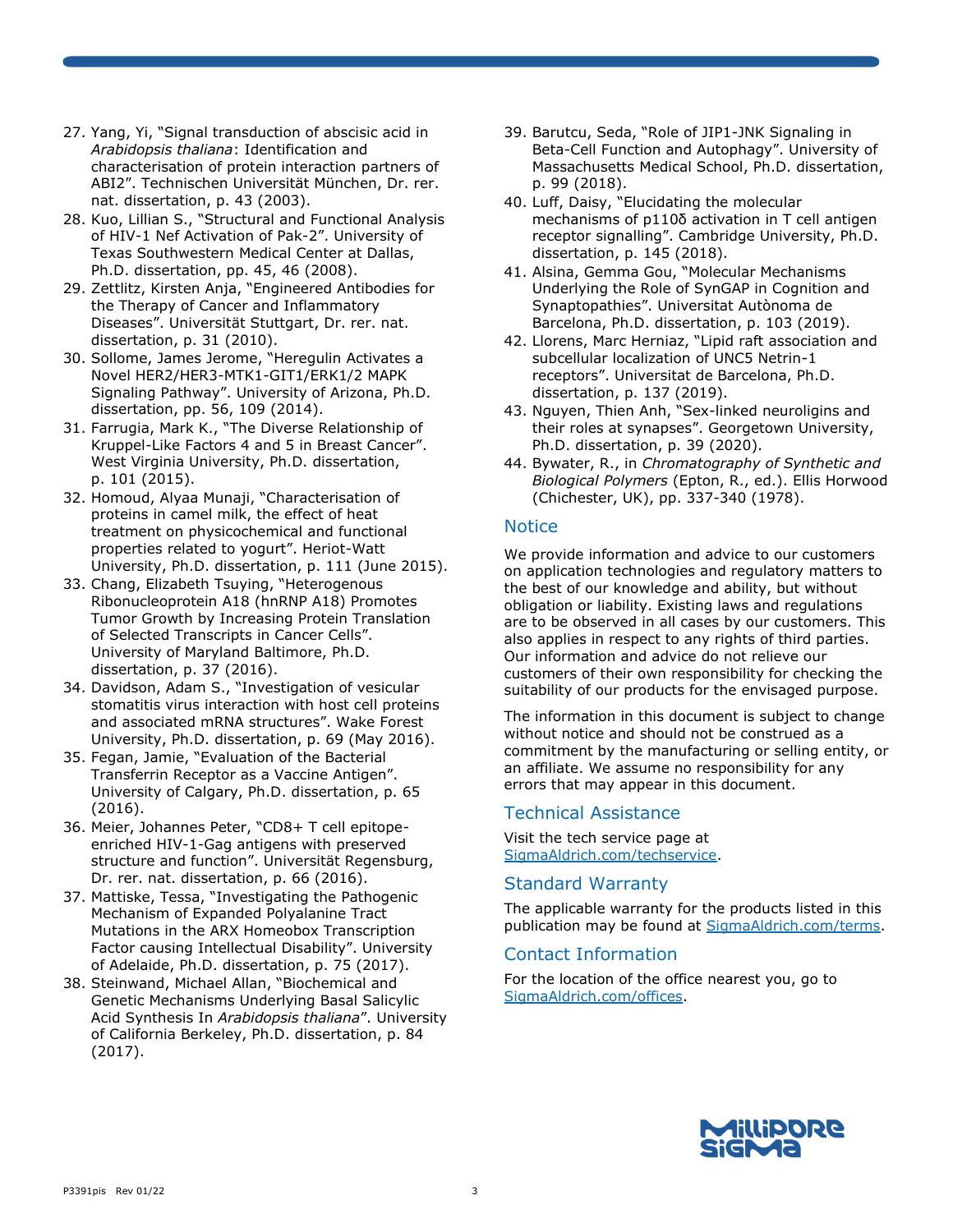27. Yang, Yi, "Signal transduction of abscisic acid in *Arabidopsis thaliana*: Identification and characterisation of protein interaction partners of ABI2". Technischen Universität München, Dr. rer. nat. dissertation, p. 43 (2003).
28. Kuo, Lillian S., "Structural and Functional Analysis of HIV-1 Nef Activation of Pak-2". University of Texas Southwestern Medical Center at Dallas, Ph.D. dissertation, pp. 45, 46 (2008).
29. Zettlitz, Kirsten Anja, "Engineered Antibodies for the Therapy of Cancer and Inflammatory Diseases". Universität Stuttgart, Dr. rer. nat. dissertation, p. 31 (2010).
30. Sollome, James Jerome, "Heregulin Activates a Novel HER2/HER3-MTK1-GIT1/ERK1/2 MAPK Signaling Pathway". University of Arizona, Ph.D. dissertation, pp. 56, 109 (2014).
31. Farrugia, Mark K., "The Diverse Relationship of Kruppel-Like Factors 4 and 5 in Breast Cancer". West Virginia University, Ph.D. dissertation, p. 101 (2015).
32. Homoud, Alyaa Munaji, "Characterisation of proteins in camel milk, the effect of heat treatment on physicochemical and functional properties related to yogurt". Heriot-Watt University, Ph.D. dissertation, p. 111 (June 2015).
33. Chang, Elizabeth Tsuying, "Heterogenous Ribonucleoprotein A18 (hnRNP A18) Promotes Tumor Growth by Increasing Protein Translation of Selected Transcripts in Cancer Cells". University of Maryland Baltimore, Ph.D. dissertation, p. 37 (2016).
34. Davidson, Adam S., "Investigation of vesicular stomatitis virus interaction with host cell proteins and associated mRNA structures". Wake Forest University, Ph.D. dissertation, p. 69 (May 2016).
35. Fegan, Jamie, "Evaluation of the Bacterial Transferrin Receptor as a Vaccine Antigen". University of Calgary, Ph.D. dissertation, p. 65 (2016).
36. Meier, Johannes Peter, "CD8+ T cell epitope-enriched HIV-1-Gag antigens with preserved structure and function". Universität Regensburg, Dr. rer. nat. dissertation, p. 66 (2016).
37. Mattiske, Tessa, "Investigating the Pathogenic Mechanism of Expanded Polyalanine Tract Mutations in the ARX Homeobox Transcription Factor causing Intellectual Disability". University of Adelaide, Ph.D. dissertation, p. 75 (2017).
38. Steinwand, Michael Allan, "Biochemical and Genetic Mechanisms Underlying Basal Salicylic Acid Synthesis In *Arabidopsis thaliana*". University of California Berkeley, Ph.D. dissertation, p. 84 (2017).
39. Barutcu, Seda, "Role of JIP1-JNK Signaling in Beta-Cell Function and Autophagy". University of Massachusetts Medical School, Ph.D. dissertation, p. 99 (2018).
40. Luff, Daisy, "Elucidating the molecular mechanisms of p110δ activation in T cell antigen receptor signalling". Cambridge University, Ph.D. dissertation, p. 145 (2018).
41. Alsina, Gemma Gou, "Molecular Mechanisms Underlying the Role of SynGAP in Cognition and Synaptopathies". Universitat Autònoma de Barcelona, Ph.D. dissertation, p. 103 (2019).
42. Llorens, Marc Herniaz, "Lipid raft association and subcellular localization of UNC5 Netrin-1 receptors". Universitat de Barcelona, Ph.D. dissertation, p. 137 (2019).
43. Nguyen, Thien Anh, "Sex-linked neuroligins and their roles at synapses". Georgetown University, Ph.D. dissertation, p. 39 (2020).
44. Bywater, R., in *Chromatography of Synthetic and Biological Polymers* (Epton, R., ed.). Ellis Horwood (Chichester, UK), pp. 337-340 (1978).

## Notice

We provide information and advice to our customers on application technologies and regulatory matters to the best of our knowledge and ability, but without obligation or liability. Existing laws and regulations are to be observed in all cases by our customers. This also applies in respect to any rights of third parties. Our information and advice do not relieve our customers of their own responsibility for checking the suitability of our products for the envisaged purpose.

The information in this document is subject to change without notice and should not be construed as a commitment by the manufacturing or selling entity, or an affiliate. We assume no responsibility for any errors that may appear in this document.

## Technical Assistance

Visit the tech service page at SigmaAldrich.com/techservice.

## Standard Warranty

The applicable warranty for the products listed in this publication may be found at SigmaAldrich.com/terms.

## Contact Information

For the location of the office nearest you, go to SigmaAldrich.com/offices.

MilliporeSigma

P3391pis Rev 01/22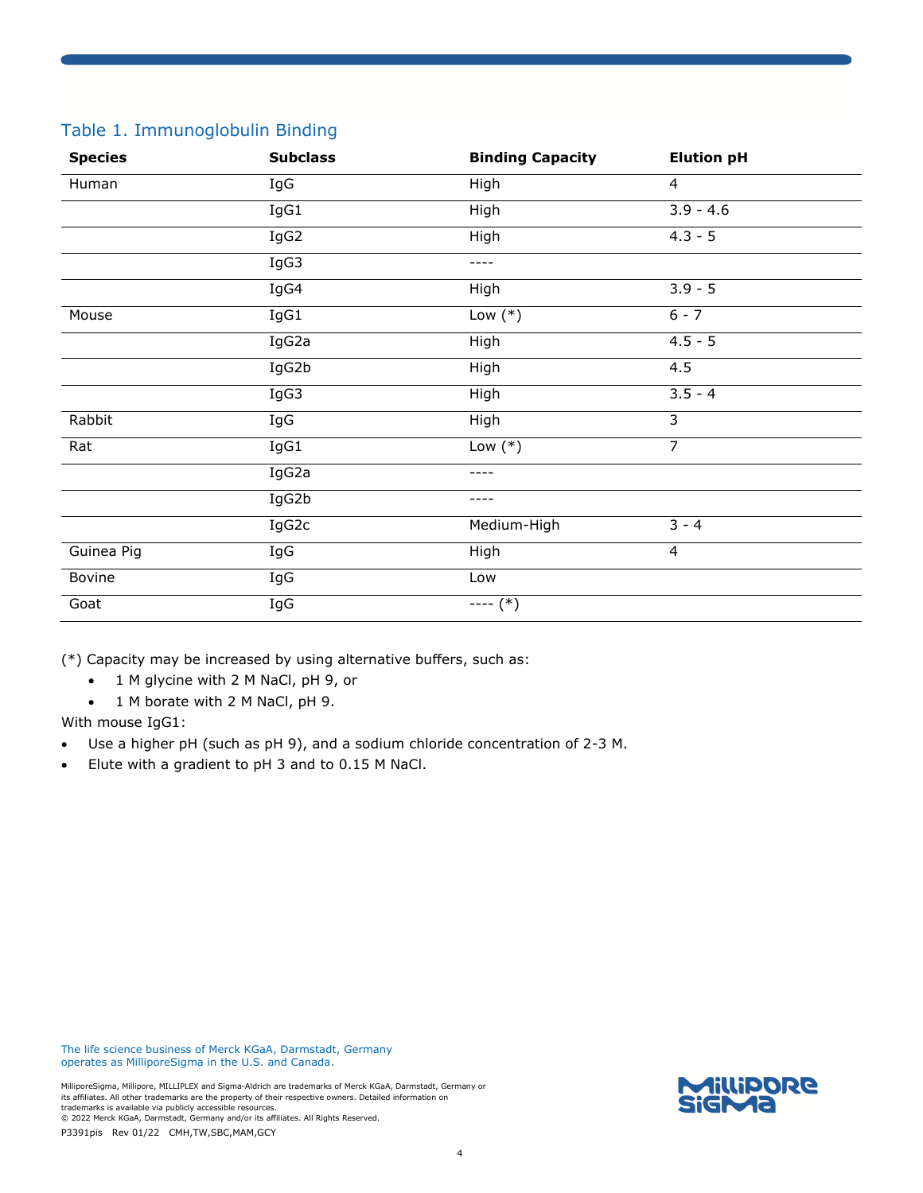## Table 1. Immunoglobulin Binding

| Species | Subclass | Binding Capacity | Elution pH |
|---|---|---|---|
| Human | IgG | High | 4 |
| | IgG1 | High | 3.9 - 4.6 |
| | IgG2 | High | 4.3 - 5 |
| | IgG3 | ---- | |
| | IgG4 | High | 3.9 - 5 |
| Mouse | IgG1 | Low (*) | 6 - 7 |
| | IgG2a | High | 4.5 - 5 |
| | IgG2b | High | 4.5 |
| | IgG3 | High | 3.5 - 4 |
| Rabbit | IgG | High | 3 |
| Rat | IgG1 | Low (*) | 7 |
| | IgG2a | ---- | |
| | IgG2b | ---- | |
| | IgG2c | Medium-High | 3 - 4 |
| Guinea Pig | IgG | High | 4 |
| Bovine | IgG | Low | |
| Goat | IgG | ---- (*) | |

(*) Capacity may be increased by using alternative buffers, such as:

- 1 M glycine with 2 M NaCl, pH 9, or
- 1 M borate with 2 M NaCl, pH 9.

With mouse IgG1:

- Use a higher pH (such as pH 9), and a sodium chloride concentration of 2-3 M.
- Elute with a gradient to pH 3 and to 0.15 M NaCl.

The life science business of Merck KGaA, Darmstadt, Germany operates as MilliporeSigma in the U.S. and Canada.

MilliporeSigma, Millipore, MILLIPLEX and Sigma-Aldrich are trademarks of Merck KGaA, Darmstadt, Germany or its affiliates. All other trademarks are the property of their respective owners. Detailed information on trademarks is available via publicly accessible resources.
© 2022 Merck KGaA, Darmstadt, Germany and/or its affiliates. All Rights Reserved.
P3391pis Rev 01/22 CMH,TW,SBC,MAM,GCY